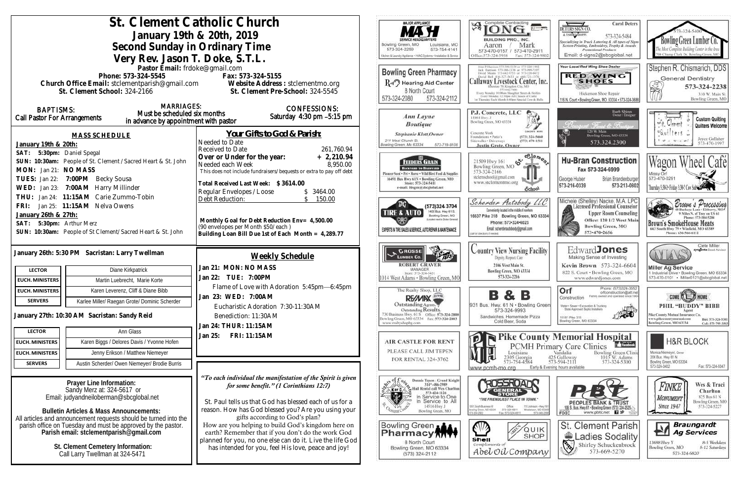# St. Clement Catholic Church

## January 19th & 20th, 2019

## Second Sunday in Ordinary Time

## Very Rev. Jason T. Doke, S.T.L.

Pastor Email: frdoke@gmail.com

Phone: 573-324-5545 Fax: 573-324-5155

Church Office Email: stclementparish@gmail.com Website Address : stclementmo.org

St. Clement School: 324-2166 St. Clement Pre-School: 324-5545

**BAPTISMS:** Call Pastor For Arrangements

**MARRIAGES:** Must be scheduled six months in advance by appointment with pastor

**CONFESSIONS:** Saturday 4:30 pm –5:15 pm

### MASS SCHEDULE

**January 19th & 20th:**

**SAT: 5:30pm:** Daniel Spegal

**SUN: 10:30am:** People of St. Clement / Sacred Heart & St. John

**MON:** Jan 21: **NO MASS**

**TUES:** Jan 22: **7:00PM** Becky Sousa

**WED:** Jan 23: **7:00AM** Harry Millinder

**THU:** Jan 24: **11:15AM** Carie Zummo-Tobin

**FRI:** Jan 25: **11:15AM** Nelva Owens

**January 26th & 27th:**

**SAT: 5:30pm:** Arthur Merz

**SUN: 10:30am:** People of St Clement/ Sacred Heart & St. John

### Your Gifts to God & Parish:

| | |
|---|---|
| Needed to Date | |
| Received to Date | 261,760.94 |
| **Over or Under for the year:** | **+ 2,210.94** |
| Needed each Week | 8,950.00 |

This does not include fundraisers/ bequests or extra to pay off debt

**Total Received Last Week: $ 3614.00**

| | |
|---|---|
| Regular Envelopes / Loose | $ 3464.00 |
| Debt Reduction: | $ 150.00 |

**Monthly Goal for Debt Reduction Env= 4,500.00**
(90 envelopes per Month $50/each )
**Building Loan Bill Due 1st of Each Month = 4,289.77**

**January 26th: 5:30 PM Sacristan: Larry Twellman**

| | |
|---|---|
| LECTOR | Diane Kirkpatrick |
| EUCH. MINISTERS | Martin Luebrecht, Marie Korte |
| EUCH. MINISTERS | Karen Leverenz, Cliff & Diane Bibb |
| SERVERS | Karlee Miller/ Raegan Grote/ Dominic Scherder |

**January 27th: 10:30 AM Sacristan: Sandy Reid**

| | |
|---|---|
| LECTOR | Ann Glass |
| EUCH. MINISTERS | Karen Biggs / Delores Davis / Yvonne Hofen |
| EUCH. MINISTERS | Jenny Erikson / Matthew Niemeyer |
| SERVERS | Austin Scherder/ Owen Niemeyer/ Brodie Burris |

### Weekly Schedule

**Jan 21: MON: NO MASS**

**Jan 22: TUE: 7:00PM**
Flame of Love with Adoration 5:45pm—6:45pm

**Jan 23: WED: 7:00AM**
Eucharistic Adoration 7:30-11:30AM
Benediction: 11:30AM

**Jan 24: THUR: 11:15AM**

**Jan 25: FRI: 11:15AM**

**Prayer Line Information:**
Sandy Merz at: 324-5617 or
Email: judyandneiloberman@sbcglobal.net

**Bulletin Articles & Mass Announcements:**
All articles and announcement requests should be turned into the parish office on Tuesday and must be approved by the pastor.
**Parish email: stclementparish@gmail.com**

**St. Clement Cemetery Information:**
Call Larry Twellman at 324-5471

*"To each individual the manifestation of the Spirit is given for some benefit." (1 Corinthians 12:7)*

St. Paul tells us that God has blessed each of us for a reason. How has God blessed you? Are you using your gifts according to God's plan? How are you helping to build God's kingdom here on earth? Remember that if you don't do the work God planned for you, no one else can do it. Live the life God has intended for you, feel His love, peace and joy!

---

MASH Service Headquarters — Major Appliance — Bowling Green, MO 573-324-2259 — Louisiana, MO 573-754-4141 — Kitchen & Laundry Appliance • HVAC Systems • Installation & Service

Long Building Pro., Inc. — Complete Contracting — Aaron / Mark 573-470-0157 / 573-470-2911 — Office: 573-324-5958 Fax: 573-324-9802

Deters Sign Co. & T-Shirt Shoppe — Carol Deters — 573-324-5484 — Specializing in Truck Lettering & All types of Signs, Screen Printing, Embroidery, Trophy & Awards, Promotional Products — Email: d-signs2@sbcglobal.net

Bowling Green Lumber Co. — 573-324-5400 — The Most Complete Building Center in the Area — 700 Champ Clark Dr. Bowling Green, MO

Bowling Green Pharmacy — Hearing Aid Center — 8 North Court — 573-324-2080 573-324-2112

Callaway Livestock Center, Inc. — Every Monday 10:00am Slaughter Steers & Heifers; Every Monday 12:30pm All Classes of Cattle; 1st Thursday Each Month 6:00pm Special Cow & Bulls

Your Local Red Wing Shoe Dealer — Red Wing Shoes — Hickerson Shoe Repair — 116 N. Court • Bowling Green, MO 63334 • 573-324-3688

Stephen R. Chismarich, DDS — General Dentistry — 573-324-2238 — 310 W. Main St. Bowling Green, MO

Ann Layne Boutique — Stephanie Klott, Owner — 211 West Church St. Bowling Green, Mo 63334 — 573-719-9108

P.J. Concrete, LLC — 15084 Hwy. J Bowling Green, MO 63334 — Concrete Work, Foundations • Patio's, Sidewalks • Driveways — (573) 324-5660 (573) 470-1511 — Justin Grote, Owner

Bouquet Flowers & Boutique — Barb Shinn Owner/Designer — 120 W Main Bowling Green, MO 63334 — 573.324.2300

St. Clement Quilters — Custom Quilting — Quilters Welcome — Joyce Gollaher 573-470-1997

Feeders Grain — Backyard to Barnyard — Pioneer Seed • Pet • Horse • Wild Bird Feed & Supplies — 16491 Bus Hwy 61N • Bowling Green, MO — Store: 573-324-5411 — e-mail: fdsgrn@sbcglobal.net

St. Clement School — 21509 Hwy 161 Bowling Green, MO 573-324-2166 — stclementschool@gmail.com — www.stclementmo.org

Hu-Bran Construction — Fax 573-324-6999 — George Huber 573-216-0339 — Brian Brandenburger 573-213-0802

Wagon Wheel Cafe — Missy Orf 573-470-0291 — Thursday 5:30-2 • Friday 5:30-2 Cow Sale

DG Tire & Auto — (573)324-3704 — 1400 Bus. Hwy 61 S. Bowling Green, MO — Experts in Tire Sales & Service, Auto Repair & Maintenance

Scherder Autobody LLC — Conveniently located in the middle of nowhere — 16637 Pike 318 Bowling Green, MO 63334 — Phone: 573+324+6023 — Email: scherderautobody@gmail.com

Michele (Shelley) Nacke, M.A. LPC — Licensed Professional Counselor — Upper Room Counseling — Office: 120 1/2 West Main Bowling Green, MO — 573-470-2656

Brown's Processing — 48 Buckeye Lane • Elsberry, MO — 9 Miles N. of Troy on US 61 — Phone: 573-384-5284 — Brown's SmokeHouse Meats — 663 South Hwy 79 • Winfield, MO 63389 — Phone: 636-566-6112

Grosse Lumber Co. — Robert Graver Manager — Store: 573-324-5431 — 1014 West Adams • Bowling Green, MO

Country View Nursing Facility — Dignity, Respect, Care — 2106 West Main St. Bowling Green, MO 63334 — 573-324-2216

Edward Jones — Making Sense of Investing — Kevin Brown 573-324-6604 — 822 S. Court • Bowling Green, MO — www.edwardjones.com

Miller Ag Service — Clete Miller, syngenta Seed Advisor — 1 Industrial Drive • Bowling Green, MO 63334 — 573-470-0101 • Miller0121@sbcglobal.net

The Realty Shop, LLC — RE/MAX — Outstanding Agents. Outstanding Results. — 730 Business Hwy. 61 S Bowling Green, MO 63334 — Office: 573-324-2800 Fax: 573-324-2803 — www.realtyshopbg.com

B & B — 931 Bus. Hwy. 61 N • Bowling Green — 573-324-9993 — Sandwiches, Homemade Pizza, Cold Beer, Soda

Orf Construction — Phone: (573)324-3552 — orfconstruction@att.net — Family owned and operated since 1964 — Water • Sewer • Excavation & Trucking — State Approved Septic Installers — 15181 Pike 333 Bowling Green, MO 63334

Come Home — Phil "Buddy" Bibb, Agent — Pike County Mutual Insurance Co. — www.pikecountymutual.com — Bowling Green, MO 63334 — Bus: 573-324-5301 Cell: 573-795-3803

Air Castle For Rent — Please call Jim Tepen — For rental 324-3762

Pike County Memorial Hospital — PCMH Primary Care Clinics — Louisiana 2305 Georgia 573-754-4584 — Vandalia 425 Galloway 573-594-2111 — Bowling Green Clinic 1015 W. Adams 573-324-5300 — www.pcmh-mo.org — Early & Evening hours available

H&R Block — Monica Niemeyer, Owner — 206 Bus. Hwy 61 N Bowling Green, MO 63334 — 573-324-3402 Fax: 573-324-5047

Knights of Columbus — Dennis Tepen - Grand Knight 314-486-2989 — Hall Rental call Wes Charlton 573-424-1126 — In Service to One, In Service to All — 14516 Hwy J Bowling Green, MO

Crossroads General Store — "The Friendliest Place in Town." — 1001 South Business 61 Bowling Green, MO 63334 573-324-2922 — Office 573-324-6811 Fax: 573-324-6811 — 111 Johnson • Hwy 161 Middletown, MO 63359 573-549-2955

Peoples Bank & Trust — 108 S. Bus. Hwy 61 • Bowling Green (573) 324-2525 — www.pbtc.net — Member FDIC

Finke Monument — Since 1947 — Wes & Traci Charlton — 825 Bus 61 N Bowling Green, MO 573-324-5227

Bowling Green Pharmacy — 8 North Court Bowling Green, MO 63334 — (573) 324-2112

Shell — Quik Shop — Compliments of Abel Oil Company

St. Clement Parish Ladies Sodality — Shirley Schuckenbrock 573-669-5270

Braungardt Ag Services — 13688 Hwy Y Bowling Green, MO — 8-5 Weekdays, 8-12 Saturdays — 573-324-6820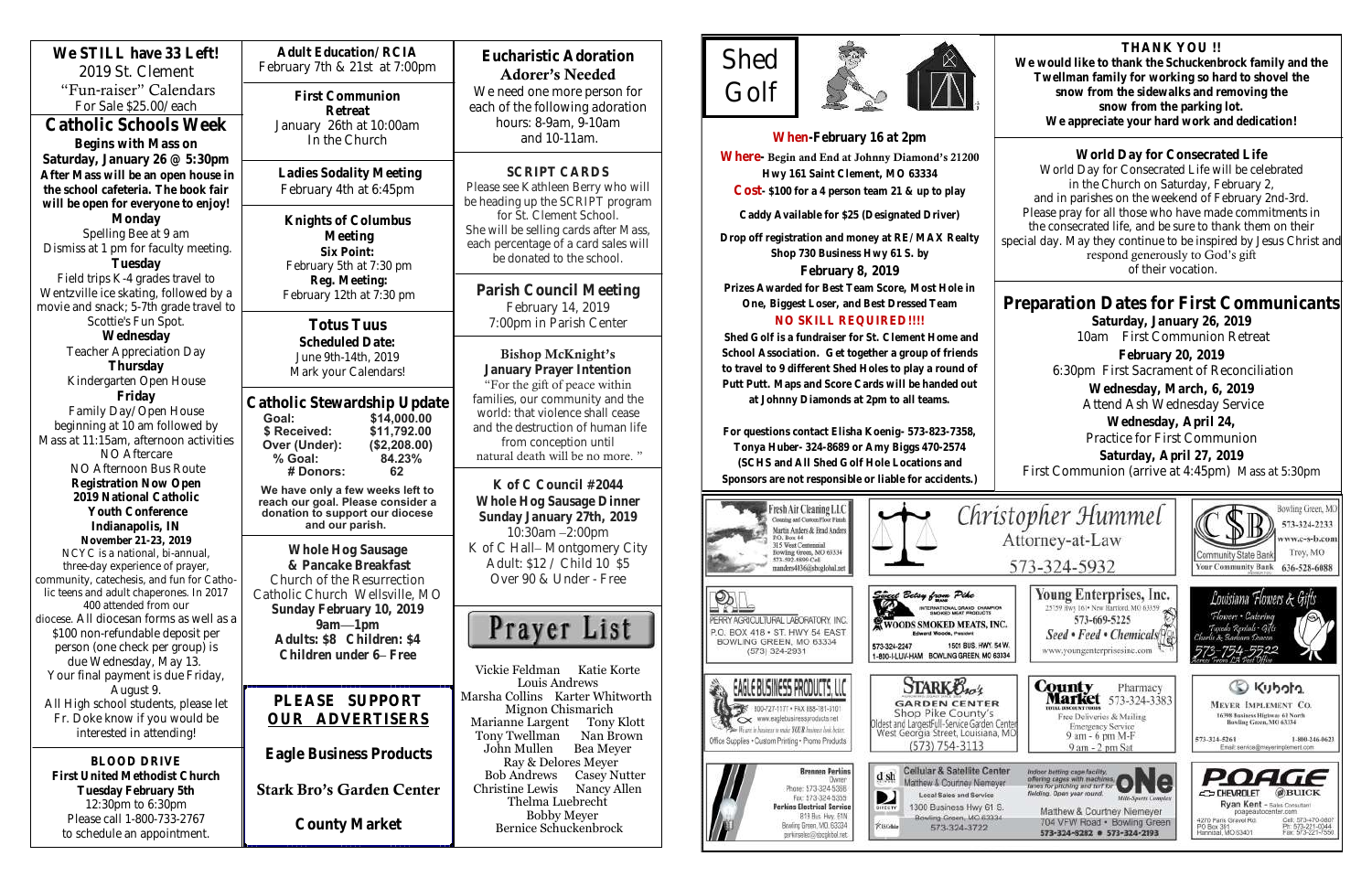## We STILL have 33 Left!

2019 St. Clement "Fun-raiser" Calendars For Sale $25.00/each

## Catholic Schools Week

**Begins with Mass on Saturday, January 26 @ 5:30pm**
**After Mass will be an open house in the school cafeteria. The book fair will be open for everyone to enjoy!**

**Monday**
Spelling Bee at 9 am
Dismiss at 1 pm for faculty meeting.

**Tuesday**
Field trips K-4 grades travel to Wentzville ice skating, followed by a movie and snack; 5-7th grade travel to Scottie's Fun Spot.

**Wednesday**
Teacher Appreciation Day

**Thursday**
Kindergarten Open House

**Friday**
Family Day/Open House beginning at 10 am followed by Mass at 11:15am, afternoon activities
NO Aftercare
NO Afternoon Bus Route

**Registration Now Open**
**2019 National Catholic Youth Conference**
**Indianapolis, IN**
**November 21-23, 2019**

NCYC is a national, bi-annual, three-day experience of prayer, community, catechesis, and fun for Catholic teens and adult chaperones. In 2017 400 attended from our diocese. All diocesan forms as well as a $100 non-refundable deposit per person (one check per group) is due Wednesday, May 13. Your final payment is due Friday, August 9. All High school students, please let Fr. Doke know if you would be interested in attending!

**BLOOD DRIVE**
**First United Methodist Church**
**Tuesday February 5th**
12:30pm to 6:30pm
Please call 1-800-733-2767 to schedule an appointment.

**Adult Education/RCIA**
February 7th & 21st at 7:00pm

**First Communion Retreat**
January 26th at 10:00am
In the Church

**Ladies Sodality Meeting**
February 4th at 6:45pm

**Knights of Columbus Meeting**
**Six Point:**
February 5th at 7:30 pm
**Reg. Meeting:**
February 12th at 7:30 pm

**Totus Tuus**
**Scheduled Date:**
June 9th-14th, 2019
Mark your Calendars!

## Catholic Stewardship Update

| | |
|---|---|
| Goal: | $14,000.00 |
| $ Received: | $11,792.00 |
| Over (Under): | ($2,208.00) |
| % Goal: | 84.23% |
| # Donors: | 62 |

**We have only a few weeks left to reach our goal. Please consider a donation to support our diocese and our parish.**

**Whole Hog Sausage & Pancake Breakfast**
Church of the Resurrection
Catholic Church Wellsville, MO
**Sunday February 10, 2019**
**9am—1pm**
**Adults: $8 Children: $4**
**Children under 6– Free**

**PLEASE SUPPORT OUR ADVERTISERS**

**Eagle Business Products**

**Stark Bro's Garden Center**

**County Market**

## Eucharistic Adoration

**Adorer's Needed**
We need one more person for each of the following adoration hours: 8-9am, 9-10am and 10-11am.

**SCRIPT CARDS**
Please see Kathleen Berry who will be heading up the SCRIPT program for St. Clement School. She will be selling cards after Mass, each percentage of a card sales will be donated to the school.

**Parish Council Meeting**
February 14, 2019
7:00pm in Parish Center

**Bishop McKnight's January Prayer Intention**
"For the gift of peace within families, our community and the world: that violence shall cease and the destruction of human life from conception until natural death will be no more."

**K of C Council #2044**
**Whole Hog Sausage Dinner**
**Sunday January 27th, 2019**
10:30am –2:00pm
K of C Hall– Montgomery City
Adult: $12 / Child 10 $5
Over 90 & Under - Free

## Prayer List

Vickie Feldman, Katie Korte, Louis Andrews, Marsha Collins, Karter Whitworth, Mignon Chismarich, Marianne Largent, Tony Klott, Tony Twellman, Nan Brown, John Mullen, Bea Meyer, Ray & Delores Meyer, Bob Andrews, Casey Nutter, Christine Lewis, Nancy Allen, Thelma Luebrecht, Bobby Meyer, Bernice Schuckenbrock

## Shed Golf

**When-February 16 at 2pm**
**Where- Begin and End at Johnny Diamond's 21200 Hwy 161 Saint Clement, MO 63334**
**Cost- $100 for a 4 person team 21 & up to play**
**Caddy Available for $25 (Designated Driver)**
**Drop off registration and money at RE/MAX Realty Shop 730 Business Hwy 61 S. by February 8, 2019**
**Prizes Awarded for Best Team Score, Most Hole in One, Biggest Loser, and Best Dressed Team**
**NO SKILL REQUIRED!!!!**

**Shed Golf is a fundraiser for St. Clement Home and School Association. Get together a group of friends to travel to 9 different Shed Holes to play a round of Putt Putt. Maps and Score Cards will be handed out at Johnny Diamonds at 2pm to all teams.**

**For questions contact Elisha Koenig- 573-823-7358, Tonya Huber- 324-8689 or Amy Biggs 470-2574 (SCHS and All Shed Golf Hole Locations and Sponsors are not responsible or liable for accidents.)**

**THANK YOU !!**
**We would like to thank the Schuckenbrock family and the Twellman family for working so hard to shovel the snow from the sidewalks and removing the snow from the parking lot. We appreciate your hard work and dedication!**

**World Day for Consecrated Life**
World Day for Consecrated Life will be celebrated in the Church on Saturday, February 2, and in parishes on the weekend of February 2nd-3rd. Please pray for all those who have made commitments in the consecrated life, and be sure to thank them on their special day. May they continue to be inspired by Jesus Christ and respond generously to God's gift of their vocation.

## Preparation Dates for First Communicants

**Saturday, January 26, 2019**
10am First Communion Retreat
**February 20, 2019**
6:30pm First Sacrament of Reconciliation
**Wednesday, March, 6, 2019**
Attend Ash Wednesday Service
**Wednesday, April 24,**
Practice for First Communion
**Saturday, April 27, 2019**
First Communion (arrive at 4:45pm) Mass at 5:30pm

Fresh Air Cleaning LLC — Cleaning and Custom Floor Finish — Martin Anders & Brad Anders — P.O. Box 44, 315 West Centennial, Bowling Green, MO 63334 — 573-592-8806 Cell — manders4436@sbcglobal.net

Christopher Hummel — Attorney-at-Law — 573-324-5932

Community State Bank — Your Community Bank — Bowling Green, MO 573-324-2233 — www.c-s-b.com — Troy, MO 636-528-6088

Perry Agricultural Laboratory, Inc. — P.O. Box 418 • St. Hwy 54 East — Bowling Green, MO 63334 — (573) 324-2931

Sweet Betsy from Pike — International Grand Champion Smoked Meat Products — Woods Smoked Meats, Inc. — Edward Woods, President — 573-324-2247 — 1501 Bus. Hwy. 54 W. — 1-800-I-LUV-HAM Bowling Green, MO 63334

Young Enterprises, Inc. — 25759 Hwy 161 • New Hartford, MO 63359 — 573-669-5225 — Seed • Feed • Chemicals — www.youngenterprisesinc.com

Louisiana Flowers & Gifts — Flowers • Catering • Tuxedo Rentals • Gifts — Charlie & Barbara Deacon — 573-754-5522 — Across from LA Post Office

Eagle Business Products, LLC — 800-727-1171 • FAX 888-181-3101 — www.eaglebusinessproducts.net — Office Supplies • Custom Printing • Promo Products

Stark Bro's Garden Center — Shop Pike County's Oldest and Largest Full-Service Garden Center — West Georgia Street, Louisiana, MO — (573) 754-3113

County Market — Pharmacy 573-324-3383 — Free Deliveries & Mailing — Emergency Service — 9 am - 6 pm M-F — 9 am - 2 pm Sat

Kubota — Meyer Implement Co. — 16398 Business Highway 61 North, Bowling Green, MO 63334 — 573-324-5261 — 1-800-246-0623 — Email: service@meyerimplement.com

Brennen Perkins, Owner — Phone: 573-324-5366 — Fax: 573-324-5355 — Perkins Electrical Service — 819 Bus. Hwy. 61N, Bowling Green, MO 63334 — perkinselec@sbcglobal.net

Cellular & Satellite Center — Matthew & Courtney Niemeyer — Local Sales and Service — 1300 Business Hwy 61 S. Bowling Green, MO 63334 — 573-324-3722

ONE Multi-Sports Complex — Indoor batting cage facility, offering cages with machines, lanes for pitching and turf for fielding. Open year round. — Matthew & Courtney Niemeyer — 704 VFW Road • Bowling Green — 573-324-8282 • 573-324-2193

Poage Chevrolet Buick — Ryan Kent - Sales Consultant — poageautocenter.com — 4270 Paris Gravel Rd., PO Box 351, Hannibal, MO 63401 — Cell: 573-470-0807 — Ph: 573-221-0444 — Fax: 573-221-7559